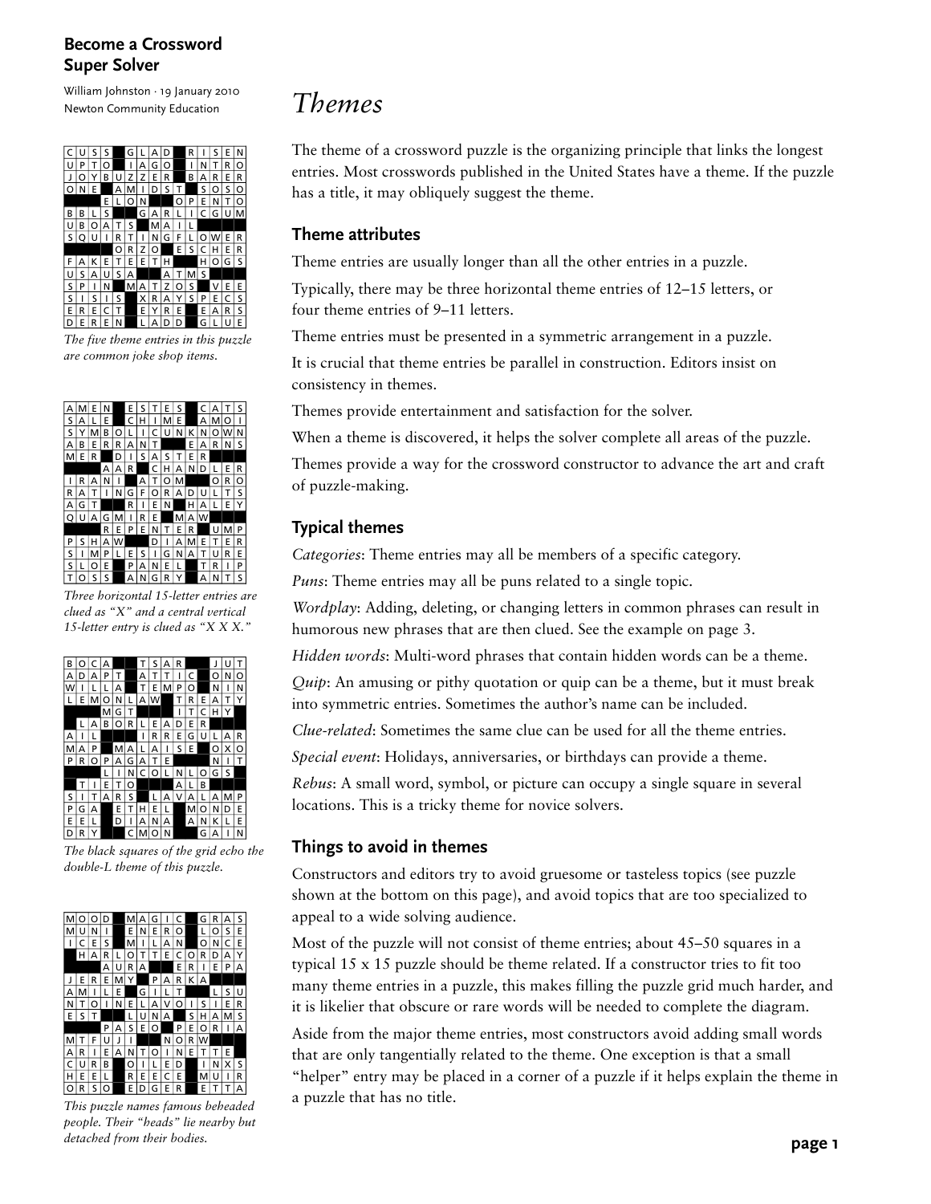**Become a Crossword Super Solver**

William Johnston · 19 January 2010
Newton Community Education

|  |  |  |  |  |  |  |  |  |  |  |  |  |  |  |
|---|---|---|---|---|---|---|---|---|---|---|---|---|---|---|
| C | U | S | S |  | G | L | A | D |  | R | I | S | E | N |
| U | P | T | O |  | I | A | G | O |  | I | N | T | R | O |
| J | O | Y | B | U | Z | Z | E | R |  | B | A | R | E | R |
| O | N | E |  | A | M | I | D | S | T |  | S | O | S | O |
|  |  |  | E | L | O | N |  |  | O | P | E | N | T | O |
| B | B | L | S |  |  | G | A | R | L | I | C | G | U | M |
| U | B | O | A | T | S |  | M | A | I | L |  |  |  |  |
| S | Q | U | I | R | T | I | N | G | F | L | O | W | E | R |
|  |  |  |  | O | R | Z | O |  | E | S | C | H | E | R |
| F | A | K | E | T | E | E | T | H |  |  | H | O | G | S |
| U | S | A | U | S | A |  |  | A | T | M | S |  |  |  |
| S | P | I | N |  | M | A | T | Z | O | S |  | V | E | E |
| S | I | S | I | S |  | X | R | A | Y | S | P | E | C | S |
| E | R | E | C | T |  | E | Y | R | E |  | E | A | R | S |
| D | E | R | E | N |  | L | A | D | D |  | G | L | U | E |

*The five theme entries in this puzzle are common joke shop items.*

|  |  |  |  |  |  |  |  |  |  |  |  |  |  |  |
|---|---|---|---|---|---|---|---|---|---|---|---|---|---|---|
| A | M | E | N |  | E | S | T | E | S |  | C | A | T | S |
| S | A | L | E |  | C | H | I | M | E |  | A | M | O | I |
| S | Y | M | B | O | L | I | C | U | N | K | N | O | W | N |
| A | B | E | R | R | A | N | T |  |  | E | A | R | N | S |
| M | E | R |  | D | I | S | A | S | T | E | R |  |  |  |
|  |  |  | A | A | R |  | C | H | A | N | D | L | E | R |
| I | R | A | N | I |  | A | T | O | M |  |  | O | R | O |
| R | A | T | I | N | G | F | O | R | A | D | U | L | T | S |
| A | G | T |  |  | R | I | E | N |  | H | A | L | E | Y |
| Q | U | A | G | M | I | R | E |  | M | A | W |  |  |  |
|  |  |  | R | E | P | E | N | T | E | R |  | U | M | P |
| P | S | H | A | W |  |  | D | I | A | M | E | T | E | R |
| S | I | M | P | L | E | S | I | G | N | A | T | U | R | E |
| S | L | O | E |  | P | A | N | E | L |  | T | R | I | P |
| T | O | S | S |  | A | N | G | R | Y |  | A | N | T | S |

*Three horizontal 15-letter entries are clued as "X" and a central vertical 15-letter entry is clued as "X X X."*

|  |  |  |  |  |  |  |  |  |  |  |  |  |  |  |
|---|---|---|---|---|---|---|---|---|---|---|---|---|---|---|
| B | O | C | A |  |  | T | S | A | R |  |  | J | U | T |
| A | D | A | P | T |  | A | T | T | I | C |  | O | N | O |
| W | I | L | L | A |  | T | E | M | P | O |  | N | I | N |
| L | E | M | O | N | L | A | W |  | T | R | E | A | T | Y |
|  |  |  | M | G | T |  |  |  | I | T | C | H | Y |  |
|  | L | A | B | O | R | L | E | A | D | E | R |  |  |  |
| A | I | L |  |  |  | I | R | R | E | G | U | L | A | R |
| M | A | P |  | M | A | L | A | I | S | E |  | O | X | O |
| P | R | O | P | A | G | A | T | E |  |  |  | N | I | T |
|  |  |  | L | I | N | C | O | L | N | L | O | G | S |  |
|  | T | I | E | T | O |  |  |  | A | L | B |  |  |  |
| S | I | T | A | R | S |  | L | A | V | A | L | A | M | P |
| P | G | A |  | E | T | H | E | L |  | M | O | N | D | E |
| E | E | L |  | D | I | A | N | A |  | A | N | K | L | E |
| D | R | Y |  |  | C | M | O | N |  |  | G | A | I | N |

*The black squares of the grid echo the double-L theme of this puzzle.*

|  |  |  |  |  |  |  |  |  |  |  |  |  |  |  |
|---|---|---|---|---|---|---|---|---|---|---|---|---|---|---|
| M | O | O | D |  | M | A | G | I | C |  | G | R | A | S |
| M | U | N | I |  | E | N | E | R | O |  | L | O | S | E |
| I | C | E | S |  | M | I | L | A | N |  | O | N | C | E |
|  | H | A | R | L | O | T | T | E | C | O | R | D | A | Y |
|  |  |  | A | U | R | A |  |  | E | R | I | E | P | A |
| J | E | R | E | M | Y |  | P | A | R | K | A |  |  |  |
| A | M | I | L | E |  | G | I | L | T |  |  | L | S | U |
| N | T | O | I | N | E | L | A | V | O | I | S | I | E | R |
| E | S | T |  |  | L | U | N | A |  | S | H | A | M | S |
|  |  |  | P | A | S | E | O |  | P | E | O | R | I | A |
| M | T | F | U | J | I |  |  | N | O | R | W |  |  |  |
| A | R | I | E | A | N | T | O | I | N | E | T | T | E |  |
| C | U | R | B |  | O | I | L | E | D |  | I | N | X | S |
| H | E | E | L |  | R | E | E | C | E |  | M | U | I | R |
| O | R | S | O |  | E | D | G | E | R |  | E | T | T | A |

*This puzzle names famous beheaded people. Their "heads" lie nearby but detached from their bodies.*

# *Themes*

The theme of a crossword puzzle is the organizing principle that links the longest entries. Most crosswords published in the United States have a theme. If the puzzle has a title, it may obliquely suggest the theme.

## Theme attributes

Theme entries are usually longer than all the other entries in a puzzle.

Typically, there may be three horizontal theme entries of 12–15 letters, or four theme entries of 9–11 letters.

Theme entries must be presented in a symmetric arrangement in a puzzle.

It is crucial that theme entries be parallel in construction. Editors insist on consistency in themes.

Themes provide entertainment and satisfaction for the solver.

When a theme is discovered, it helps the solver complete all areas of the puzzle.

Themes provide a way for the crossword constructor to advance the art and craft of puzzle-making.

## Typical themes

*Categories*: Theme entries may all be members of a specific category.

*Puns*: Theme entries may all be puns related to a single topic.

*Wordplay*: Adding, deleting, or changing letters in common phrases can result in humorous new phrases that are then clued. See the example on page 3.

*Hidden words*: Multi-word phrases that contain hidden words can be a theme.

*Quip*: An amusing or pithy quotation or quip can be a theme, but it must break into symmetric entries. Sometimes the author's name can be included.

*Clue-related*: Sometimes the same clue can be used for all the theme entries.

*Special event*: Holidays, anniversaries, or birthdays can provide a theme.

*Rebus*: A small word, symbol, or picture can occupy a single square in several locations. This is a tricky theme for novice solvers.

## Things to avoid in themes

Constructors and editors try to avoid gruesome or tasteless topics (see puzzle shown at the bottom on this page), and avoid topics that are too specialized to appeal to a wide solving audience.

Most of the puzzle will not consist of theme entries; about 45–50 squares in a typical 15 x 15 puzzle should be theme related. If a constructor tries to fit too many theme entries in a puzzle, this makes filling the puzzle grid much harder, and it is likelier that obscure or rare words will be needed to complete the diagram.

Aside from the major theme entries, most constructors avoid adding small words that are only tangentially related to the theme. One exception is that a small "helper" entry may be placed in a corner of a puzzle if it helps explain the theme in a puzzle that has no title.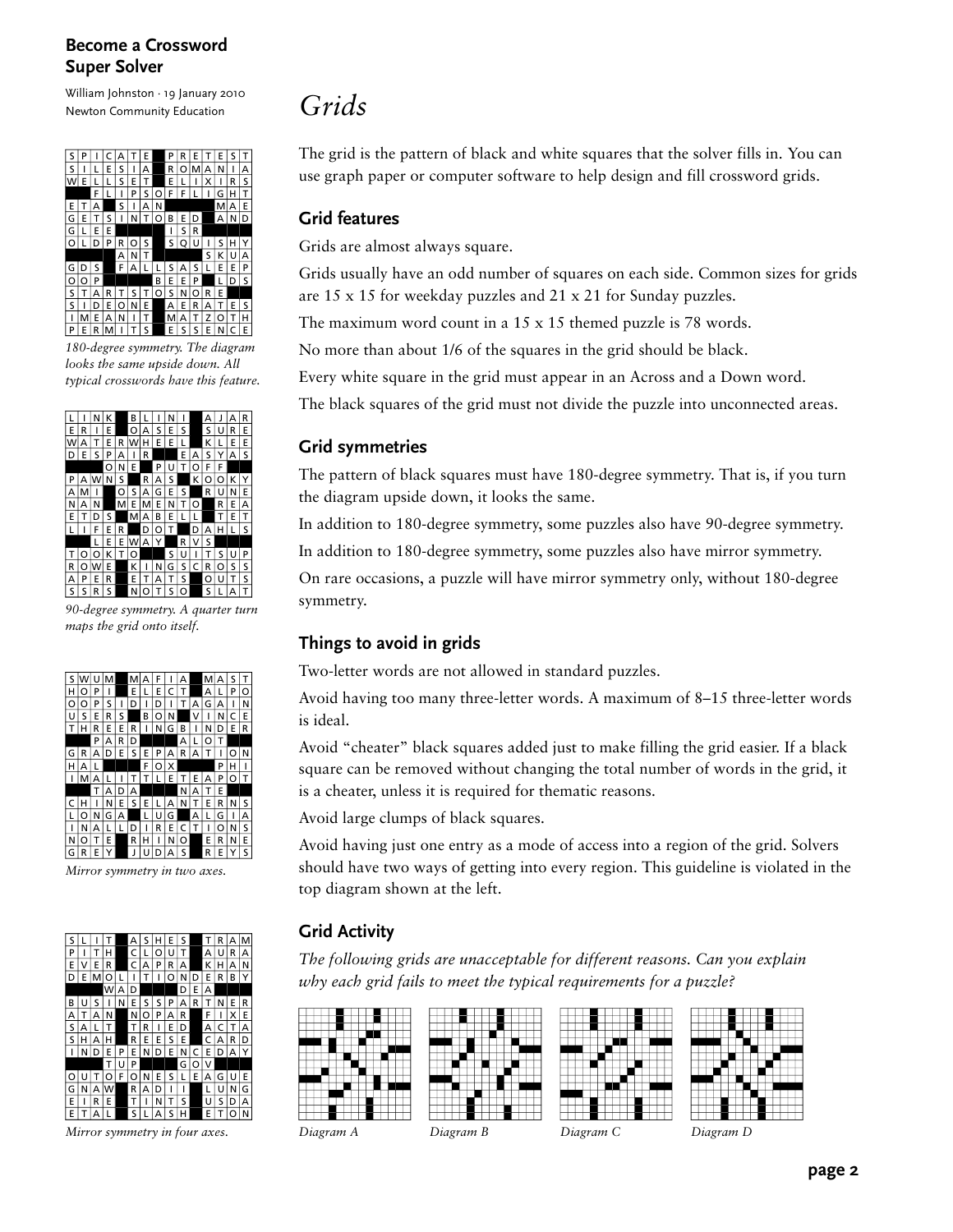# Grids

The grid is the pattern of black and white squares that the solver fills in. You can use graph paper or computer software to help design and fill crossword grids.

## Grid features

Grids are almost always square.

Grids usually have an odd number of squares on each side. Common sizes for grids are 15 x 15 for weekday puzzles and 21 x 21 for Sunday puzzles.

The maximum word count in a 15 x 15 themed puzzle is 78 words.

No more than about 1/6 of the squares in the grid should be black.

Every white square in the grid must appear in an Across and a Down word.

The black squares of the grid must not divide the puzzle into unconnected areas.

## Grid symmetries

The pattern of black squares must have 180-degree symmetry. That is, if you turn the diagram upside down, it looks the same.

In addition to 180-degree symmetry, some puzzles also have 90-degree symmetry.

In addition to 180-degree symmetry, some puzzles also have mirror symmetry.

On rare occasions, a puzzle will have mirror symmetry only, without 180-degree symmetry.

## Things to avoid in grids

Two-letter words are not allowed in standard puzzles.

Avoid having too many three-letter words. A maximum of 8–15 three-letter words is ideal.

Avoid "cheater" black squares added just to make filling the grid easier. If a black square can be removed without changing the total number of words in the grid, it is a cheater, unless it is required for thematic reasons.

Avoid large clumps of black squares.

Avoid having just one entry as a mode of access into a region of the grid. Solvers should have two ways of getting into every region. This guideline is violated in the top diagram shown at the left.

*180-degree symmetry. The diagram looks the same upside down. All typical crosswords have this feature.*

*90-degree symmetry. A quarter turn maps the grid onto itself.*

*Mirror symmetry in two axes.*

*Mirror symmetry in four axes.*

## Grid Activity

*The following grids are unacceptable for different reasons. Can you explain why each grid fails to meet the typical requirements for a puzzle?*

*Diagram A*

*Diagram B*

*Diagram C*

*Diagram D*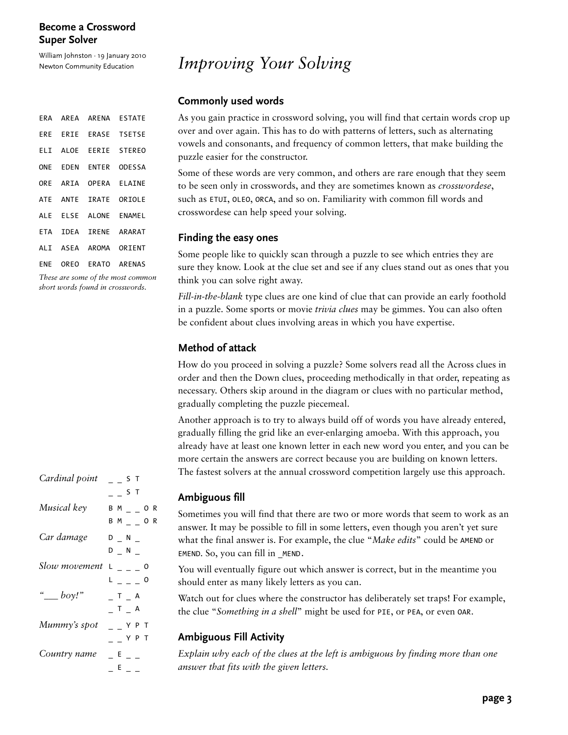# Improving Your Solving

| | | | |
|---|---|---|---|
| ERA | AREA | ARENA | ESTATE |
| ERE | ERIE | ERASE | TSETSE |
| ELI | ALOE | EERIE | STEREO |
| ONE | EDEN | ENTER | ODESSA |
| ORE | ARIA | OPERA | ELAINE |
| ATE | ANTE | IRATE | ORIOLE |
| ALE | ELSE | ALONE | ENAMEL |
| ETA | IDEA | IRENE | ARARAT |
| ALI | ASEA | AROMA | ORIENT |
| ENE | OREO | ERATO | ARENAS |

*These are some of the most common short words found in crosswords.*

## Commonly used words

As you gain practice in crossword solving, you will find that certain words crop up over and over again. This has to do with patterns of letters, such as alternating vowels and consonants, and frequency of common letters, that make building the puzzle easier for the constructor.

Some of these words are very common, and others are rare enough that they seem to be seen only in crosswords, and they are sometimes known as *crosswordese*, such as ETUI, OLEO, ORCA, and so on. Familiarity with common fill words and crosswordese can help speed your solving.

## Finding the easy ones

Some people like to quickly scan through a puzzle to see which entries they are sure they know. Look at the clue set and see if any clues stand out as ones that you think you can solve right away.

*Fill-in-the-blank* type clues are one kind of clue that can provide an early foothold in a puzzle. Some sports or movie *trivia clues* may be gimmes. You can also often be confident about clues involving areas in which you have expertise.

## Method of attack

How do you proceed in solving a puzzle? Some solvers read all the Across clues in order and then the Down clues, proceeding methodically in that order, repeating as necessary. Others skip around in the diagram or clues with no particular method, gradually completing the puzzle piecemeal.

Another approach is to try to always build off of words you have already entered, gradually filling the grid like an ever-enlarging amoeba. With this approach, you already have at least one known letter in each new word you enter, and you can be more certain the answers are correct because you are building on known letters. The fastest solvers at the annual crossword competition largely use this approach.

## Ambiguous fill

Sometimes you will find that there are two or more words that seem to work as an answer. It may be possible to fill in some letters, even though you aren't yet sure what the final answer is. For example, the clue "*Make edits*" could be AMEND or EMEND. So, you can fill in _MEND.

You will eventually figure out which answer is correct, but in the meantime you should enter as many likely letters as you can.

Watch out for clues where the constructor has deliberately set traps! For example, the clue "*Something in a shell*" might be used for PIE, or PEA, or even OAR.

## Ambiguous Fill Activity

*Explain why each of the clues at the left is ambiguous by finding more than one answer that fits with the given letters.*

| Clue | Pattern |
|---|---|
| *Cardinal point* | _ _ S T |
| | _ _ S T |
| *Musical key* | B M _ _ O R |
| | B M _ _ O R |
| *Car damage* | D _ N _ |
| | D _ N _ |
| *Slow movement* | L _ _ _ O |
| | L _ _ _ O |
| *"___ boy!"* | _ T _ A |
| | _ T _ A |
| *Mummy's spot* | _ _ Y P T |
| | _ _ Y P T |
| *Country name* | _ E _ _ |
| | _ E _ _ |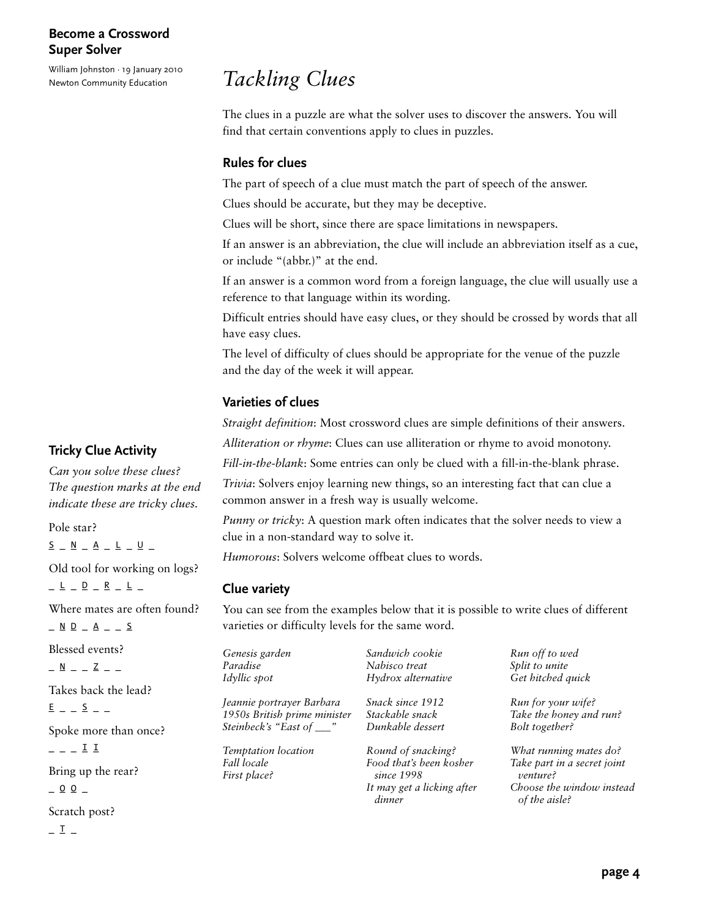# Tackling Clues

The clues in a puzzle are what the solver uses to discover the answers. You will find that certain conventions apply to clues in puzzles.

## Rules for clues

The part of speech of a clue must match the part of speech of the answer.

Clues should be accurate, but they may be deceptive.

Clues will be short, since there are space limitations in newspapers.

If an answer is an abbreviation, the clue will include an abbreviation itself as a cue, or include "(abbr.)" at the end.

If an answer is a common word from a foreign language, the clue will usually use a reference to that language within its wording.

Difficult entries should have easy clues, or they should be crossed by words that all have easy clues.

The level of difficulty of clues should be appropriate for the venue of the puzzle and the day of the week it will appear.

## Varieties of clues

*Straight definition*: Most crossword clues are simple definitions of their answers.

*Alliteration or rhyme*: Clues can use alliteration or rhyme to avoid monotony.

*Fill-in-the-blank*: Some entries can only be clued with a fill-in-the-blank phrase.

*Trivia*: Solvers enjoy learning new things, so an interesting fact that can clue a common answer in a fresh way is usually welcome.

*Punny or tricky*: A question mark often indicates that the solver needs to view a clue in a non-standard way to solve it.

*Humorous*: Solvers welcome offbeat clues to words.

## Clue variety

You can see from the examples below that it is possible to write clues of different varieties or difficulty levels for the same word.

*Genesis garden*
*Paradise*
*Idyllic spot*

*Jeannie portrayer Barbara*
*1950s British prime minister*
*Steinbeck's "East of \_\_\_"*

*Temptation location*
*Fall locale*
*First place?*

*Sandwich cookie*
*Nabisco treat*
*Hydrox alternative*

*Snack since 1912*
*Stackable snack*
*Dunkable dessert*

*Round of snacking?*
*Food that's been kosher since 1998*
*It may get a licking after dinner*

*Run off to wed*
*Split to unite*
*Get hitched quick*

*Run for your wife?*
*Take the honey and run?*
*Bolt together?*

*What running mates do?*
*Take part in a secret joint venture?*
*Choose the window instead of the aisle?*

## Tricky Clue Activity

*Can you solve these clues? The question marks at the end indicate these are tricky clues.*

Pole star?
S _ N _ A _ L _ U _

Old tool for working on logs?
_ L _ D _ R _ L _

Where mates are often found?
_ N D _ A _ _ S

Blessed events?
_ N _ _ Z _ _

Takes back the lead?
E _ _ S _ _

Spoke more than once?
_ _ _ I I

Bring up the rear?
_ O O _

Scratch post?
_ T _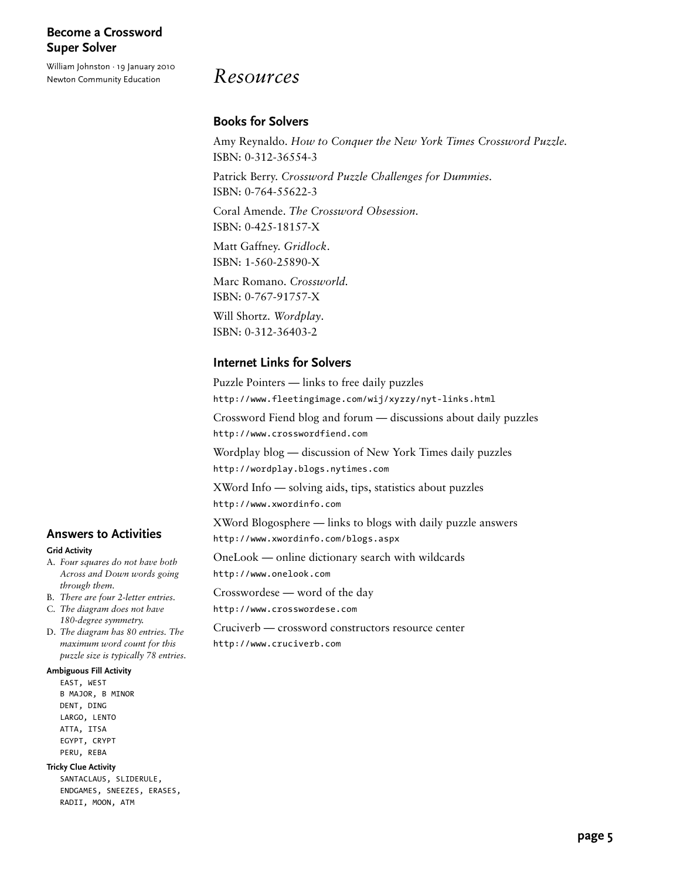# Resources

## Books for Solvers

Amy Reynaldo. *How to Conquer the New York Times Crossword Puzzle.* ISBN: 0-312-36554-3

Patrick Berry. *Crossword Puzzle Challenges for Dummies.* ISBN: 0-764-55622-3

Coral Amende. *The Crossword Obsession.* ISBN: 0-425-18157-X

Matt Gaffney. *Gridlock.* ISBN: 1-560-25890-X

Marc Romano. *Crossworld.* ISBN: 0-767-91757-X

Will Shortz. *Wordplay.* ISBN: 0-312-36403-2

## Internet Links for Solvers

Puzzle Pointers — links to free daily puzzles
`http://www.fleetingimage.com/wij/xyzzy/nyt-links.html`

Crossword Fiend blog and forum — discussions about daily puzzles
`http://www.crosswordfiend.com`

Wordplay blog — discussion of New York Times daily puzzles
`http://wordplay.blogs.nytimes.com`

XWord Info — solving aids, tips, statistics about puzzles
`http://www.xwordinfo.com`

XWord Blogosphere — links to blogs with daily puzzle answers
`http://www.xwordinfo.com/blogs.aspx`

OneLook — online dictionary search with wildcards
`http://www.onelook.com`

Crosswordese — word of the day
`http://www.crosswordese.com`

Cruciverb — crossword constructors resource center
`http://www.cruciverb.com`

## Answers to Activities

**Grid Activity**

A. *Four squares do not have both Across and Down words going through them.*
B. *There are four 2-letter entries.*
C. *The diagram does not have 180-degree symmetry.*
D. *The diagram has 80 entries. The maximum word count for this puzzle size is typically 78 entries.*

**Ambiguous Fill Activity**

EAST, WEST
B MAJOR, B MINOR
DENT, DING
LARGO, LENTO
ATTA, ITSA
EGYPT, CRYPT
PERU, REBA

**Tricky Clue Activity**

SANTACLAUS, SLIDERULE, ENDGAMES, SNEEZES, ERASES, RADII, MOON, ATM